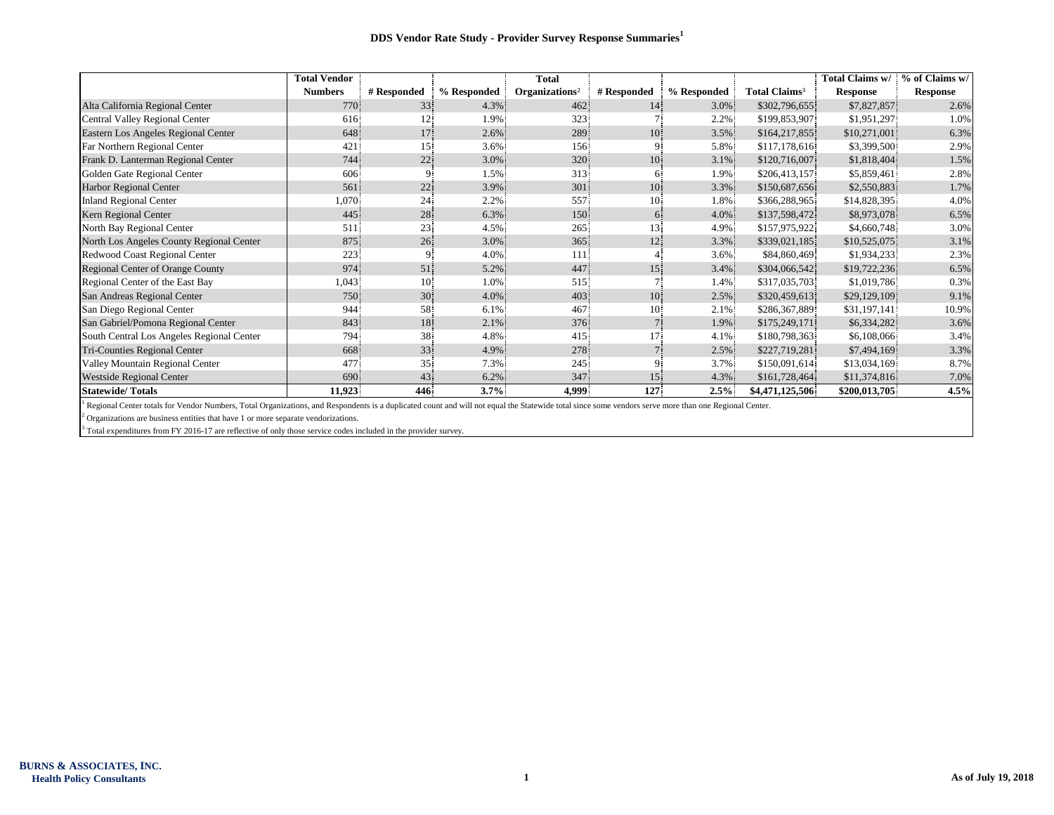# DDS Vendor Rate Study - Provider Survey Response Summaries[1]

| | Total Vendor Numbers | # Responded | % Responded | Total Organizations[2] | # Responded | % Responded | Total Claims[3] | Total Claims w/ Response | % of Claims w/ Response |
|---|---|---|---|---|---|---|---|---|---|
| Alta California Regional Center | 770 | 33 | 4.3% | 462 | 14 | 3.0% | $302,796,655 | $7,827,857 | 2.6% |
| Central Valley Regional Center | 616 | 12 | 1.9% | 323 | 7 | 2.2% | $199,853,907 | $1,951,297 | 1.0% |
| Eastern Los Angeles Regional Center | 648 | 17 | 2.6% | 289 | 10 | 3.5% | $164,217,855 | $10,271,001 | 6.3% |
| Far Northern Regional Center | 421 | 15 | 3.6% | 156 | 9 | 5.8% | $117,178,616 | $3,399,500 | 2.9% |
| Frank D. Lanterman Regional Center | 744 | 22 | 3.0% | 320 | 10 | 3.1% | $120,716,007 | $1,818,404 | 1.5% |
| Golden Gate Regional Center | 606 | 9 | 1.5% | 313 | 6 | 1.9% | $206,413,157 | $5,859,461 | 2.8% |
| Harbor Regional Center | 561 | 22 | 3.9% | 301 | 10 | 3.3% | $150,687,656 | $2,550,883 | 1.7% |
| Inland Regional Center | 1,070 | 24 | 2.2% | 557 | 10 | 1.8% | $366,288,965 | $14,828,395 | 4.0% |
| Kern Regional Center | 445 | 28 | 6.3% | 150 | 6 | 4.0% | $137,598,472 | $8,973,078 | 6.5% |
| North Bay Regional Center | 511 | 23 | 4.5% | 265 | 13 | 4.9% | $157,975,922 | $4,660,748 | 3.0% |
| North Los Angeles County Regional Center | 875 | 26 | 3.0% | 365 | 12 | 3.3% | $339,021,185 | $10,525,075 | 3.1% |
| Redwood Coast Regional Center | 223 | 9 | 4.0% | 111 | 4 | 3.6% | $84,860,469 | $1,934,233 | 2.3% |
| Regional Center of Orange County | 974 | 51 | 5.2% | 447 | 15 | 3.4% | $304,066,542 | $19,722,236 | 6.5% |
| Regional Center of the East Bay | 1,043 | 10 | 1.0% | 515 | 7 | 1.4% | $317,035,703 | $1,019,786 | 0.3% |
| San Andreas Regional Center | 750 | 30 | 4.0% | 403 | 10 | 2.5% | $320,459,613 | $29,129,109 | 9.1% |
| San Diego Regional Center | 944 | 58 | 6.1% | 467 | 10 | 2.1% | $286,367,889 | $31,197,141 | 10.9% |
| San Gabriel/Pomona Regional Center | 843 | 18 | 2.1% | 376 | 7 | 1.9% | $175,249,171 | $6,334,282 | 3.6% |
| South Central Los Angeles Regional Center | 794 | 38 | 4.8% | 415 | 17 | 4.1% | $180,798,363 | $6,108,066 | 3.4% |
| Tri-Counties Regional Center | 668 | 33 | 4.9% | 278 | 7 | 2.5% | $227,719,281 | $7,494,169 | 3.3% |
| Valley Mountain Regional Center | 477 | 35 | 7.3% | 245 | 9 | 3.7% | $150,091,614 | $13,034,169 | 8.7% |
| Westside Regional Center | 690 | 43 | 6.2% | 347 | 15 | 4.3% | $161,728,464 | $11,374,816 | 7.0% |
| **Statewide/ Totals** | **11,923** | **446** | **3.7%** | **4,999** | **127** | **2.5%** | **$4,471,125,506** | **$200,013,705** | **4.5%** |

[1] Regional Center totals for Vendor Numbers, Total Organizations, and Respondents is a duplicated count and will not equal the Statewide total since some vendors serve more than one Regional Center.

[2] Organizations are business entities that have 1 or more separate vendorizations.

[3] Total expenditures from FY 2016-17 are reflective of only those service codes included in the provider survey.

**BURNS & ASSOCIATES, INC.**
**Health Policy Consultants**

**As of July 19, 2018**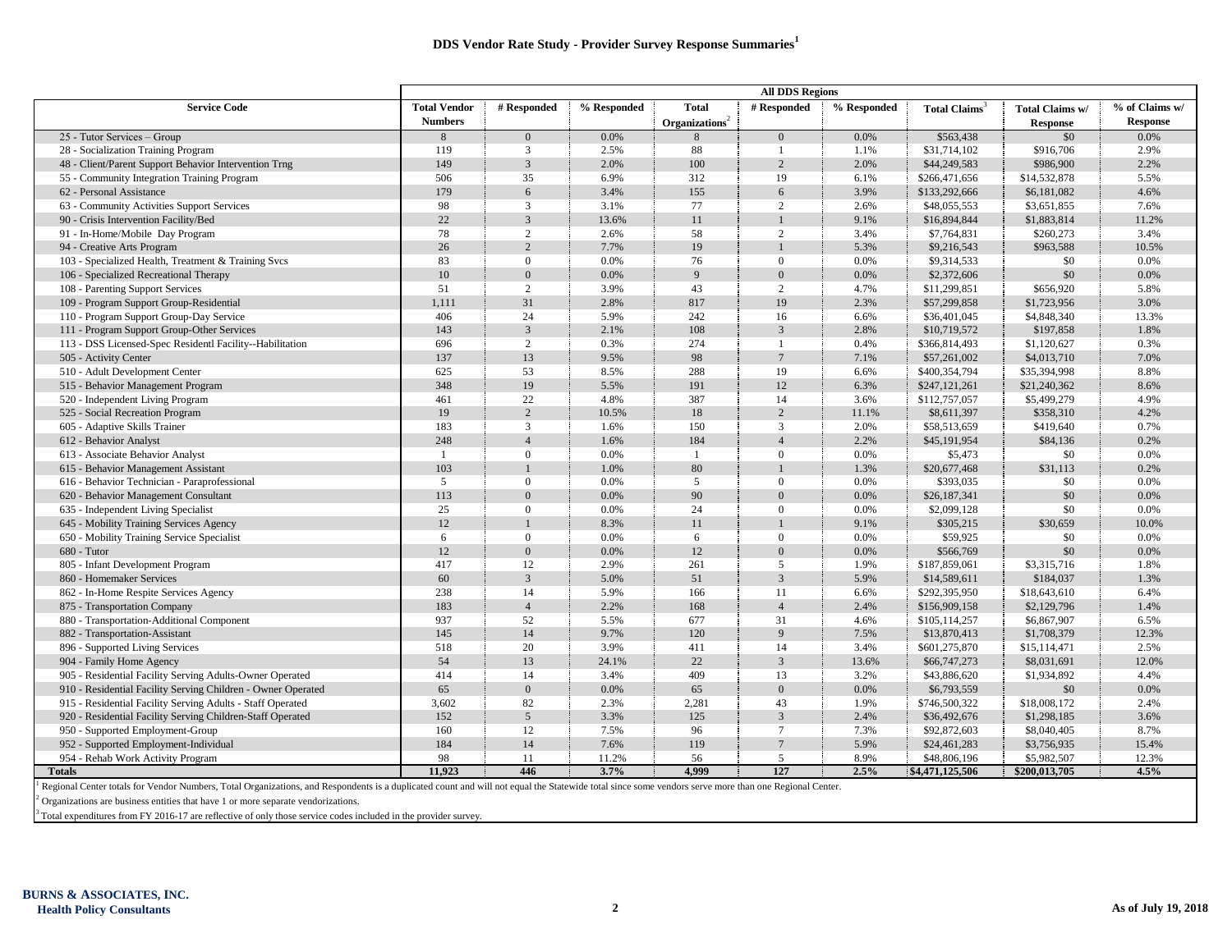## DDS Vendor Rate Study - Provider Survey Response Summaries[1]

| Service Code | All DDS Regions | | | | | | | | |
|---|---|---|---|---|---|---|---|---|---|
| | Total Vendor Numbers | # Responded | % Responded | Total Organizations[2] | # Responded | % Responded | Total Claims[3] | Total Claims w/ Response | % of Claims w/ Response |
| 25 - Tutor Services – Group | 8 | 0 | 0.0% | 8 | 0 | 0.0% | $563,438 | $0 | 0.0% |
| 28 - Socialization Training Program | 119 | 3 | 2.5% | 88 | 1 | 1.1% | $31,714,102 | $916,706 | 2.9% |
| 48 - Client/Parent Support Behavior Intervention Trng | 149 | 3 | 2.0% | 100 | 2 | 2.0% | $44,249,583 | $986,900 | 2.2% |
| 55 - Community Integration Training Program | 506 | 35 | 6.9% | 312 | 19 | 6.1% | $266,471,656 | $14,532,878 | 5.5% |
| 62 - Personal Assistance | 179 | 6 | 3.4% | 155 | 6 | 3.9% | $133,292,666 | $6,181,082 | 4.6% |
| 63 - Community Activities Support Services | 98 | 3 | 3.1% | 77 | 2 | 2.6% | $48,055,553 | $3,651,855 | 7.6% |
| 90 - Crisis Intervention Facility/Bed | 22 | 3 | 13.6% | 11 | 1 | 9.1% | $16,894,844 | $1,883,814 | 11.2% |
| 91 - In-Home/Mobile Day Program | 78 | 2 | 2.6% | 58 | 2 | 3.4% | $7,764,831 | $260,273 | 3.4% |
| 94 - Creative Arts Program | 26 | 2 | 7.7% | 19 | 1 | 5.3% | $9,216,543 | $963,588 | 10.5% |
| 103 - Specialized Health, Treatment & Training Svcs | 83 | 0 | 0.0% | 76 | 0 | 0.0% | $9,314,533 | $0 | 0.0% |
| 106 - Specialized Recreational Therapy | 10 | 0 | 0.0% | 9 | 0 | 0.0% | $2,372,606 | $0 | 0.0% |
| 108 - Parenting Support Services | 51 | 2 | 3.9% | 43 | 2 | 4.7% | $11,299,851 | $656,920 | 5.8% |
| 109 - Program Support Group-Residential | 1,111 | 31 | 2.8% | 817 | 19 | 2.3% | $57,299,858 | $1,723,956 | 3.0% |
| 110 - Program Support Group-Day Service | 406 | 24 | 5.9% | 242 | 16 | 6.6% | $36,401,045 | $4,848,340 | 13.3% |
| 111 - Program Support Group-Other Services | 143 | 3 | 2.1% | 108 | 3 | 2.8% | $10,719,572 | $197,858 | 1.8% |
| 113 - DSS Licensed-Spec Residentl Facility--Habilitation | 696 | 2 | 0.3% | 274 | 1 | 0.4% | $366,814,493 | $1,120,627 | 0.3% |
| 505 - Activity Center | 137 | 13 | 9.5% | 98 | 7 | 7.1% | $57,261,002 | $4,013,710 | 7.0% |
| 510 - Adult Development Center | 625 | 53 | 8.5% | 288 | 19 | 6.6% | $400,354,794 | $35,394,998 | 8.8% |
| 515 - Behavior Management Program | 348 | 19 | 5.5% | 191 | 12 | 6.3% | $247,121,261 | $21,240,362 | 8.6% |
| 520 - Independent Living Program | 461 | 22 | 4.8% | 387 | 14 | 3.6% | $112,757,057 | $5,499,279 | 4.9% |
| 525 - Social Recreation Program | 19 | 2 | 10.5% | 18 | 2 | 11.1% | $8,611,397 | $358,310 | 4.2% |
| 605 - Adaptive Skills Trainer | 183 | 3 | 1.6% | 150 | 3 | 2.0% | $58,513,659 | $419,640 | 0.7% |
| 612 - Behavior Analyst | 248 | 4 | 1.6% | 184 | 4 | 2.2% | $45,191,954 | $84,136 | 0.2% |
| 613 - Associate Behavior Analyst | 1 | 0 | 0.0% | 1 | 0 | 0.0% | $5,473 | $0 | 0.0% |
| 615 - Behavior Management Assistant | 103 | 1 | 1.0% | 80 | 1 | 1.3% | $20,677,468 | $31,113 | 0.2% |
| 616 - Behavior Technician - Paraprofessional | 5 | 0 | 0.0% | 5 | 0 | 0.0% | $393,035 | $0 | 0.0% |
| 620 - Behavior Management Consultant | 113 | 0 | 0.0% | 90 | 0 | 0.0% | $26,187,341 | $0 | 0.0% |
| 635 - Independent Living Specialist | 25 | 0 | 0.0% | 24 | 0 | 0.0% | $2,099,128 | $0 | 0.0% |
| 645 - Mobility Training Services Agency | 12 | 1 | 8.3% | 11 | 1 | 9.1% | $305,215 | $30,659 | 10.0% |
| 650 - Mobility Training Service Specialist | 6 | 0 | 0.0% | 6 | 0 | 0.0% | $59,925 | $0 | 0.0% |
| 680 - Tutor | 12 | 0 | 0.0% | 12 | 0 | 0.0% | $566,769 | $0 | 0.0% |
| 805 - Infant Development Program | 417 | 12 | 2.9% | 261 | 5 | 1.9% | $187,859,061 | $3,315,716 | 1.8% |
| 860 - Homemaker Services | 60 | 3 | 5.0% | 51 | 3 | 5.9% | $14,589,611 | $184,037 | 1.3% |
| 862 - In-Home Respite Services Agency | 238 | 14 | 5.9% | 166 | 11 | 6.6% | $292,395,950 | $18,643,610 | 6.4% |
| 875 - Transportation Company | 183 | 4 | 2.2% | 168 | 4 | 2.4% | $156,909,158 | $2,129,796 | 1.4% |
| 880 - Transportation-Additional Component | 937 | 52 | 5.5% | 677 | 31 | 4.6% | $105,114,257 | $6,867,907 | 6.5% |
| 882 - Transportation-Assistant | 145 | 14 | 9.7% | 120 | 9 | 7.5% | $13,870,413 | $1,708,379 | 12.3% |
| 896 - Supported Living Services | 518 | 20 | 3.9% | 411 | 14 | 3.4% | $601,275,870 | $15,114,471 | 2.5% |
| 904 - Family Home Agency | 54 | 13 | 24.1% | 22 | 3 | 13.6% | $66,747,273 | $8,031,691 | 12.0% |
| 905 - Residential Facility Serving Adults-Owner Operated | 414 | 14 | 3.4% | 409 | 13 | 3.2% | $43,886,620 | $1,934,892 | 4.4% |
| 910 - Residential Facility Serving Children - Owner Operated | 65 | 0 | 0.0% | 65 | 0 | 0.0% | $6,793,559 | $0 | 0.0% |
| 915 - Residential Facility Serving Adults - Staff Operated | 3,602 | 82 | 2.3% | 2,281 | 43 | 1.9% | $746,500,322 | $18,008,172 | 2.4% |
| 920 - Residential Facility Serving Children-Staff Operated | 152 | 5 | 3.3% | 125 | 3 | 2.4% | $36,492,676 | $1,298,185 | 3.6% |
| 950 - Supported Employment-Group | 160 | 12 | 7.5% | 96 | 7 | 7.3% | $92,872,603 | $8,040,405 | 8.7% |
| 952 - Supported Employment-Individual | 184 | 14 | 7.6% | 119 | 7 | 5.9% | $24,461,283 | $3,756,935 | 15.4% |
| 954 - Rehab Work Activity Program | 98 | 11 | 11.2% | 56 | 5 | 8.9% | $48,806,196 | $5,982,507 | 12.3% |
| **Totals** | **11,923** | **446** | **3.7%** | **4,999** | **127** | **2.5%** | **$4,471,125,506** | **$200,013,705** | **4.5%** |

[1] Regional Center totals for Vendor Numbers, Total Organizations, and Respondents is a duplicated count and will not equal the Statewide total since some vendors serve more than one Regional Center.

[2] Organizations are business entities that have 1 or more separate vendorizations.

[3] Total expenditures from FY 2016-17 are reflective of only those service codes included in the provider survey.

**BURNS & ASSOCIATES, INC.**
**Health Policy Consultants**

**As of July 19, 2018**